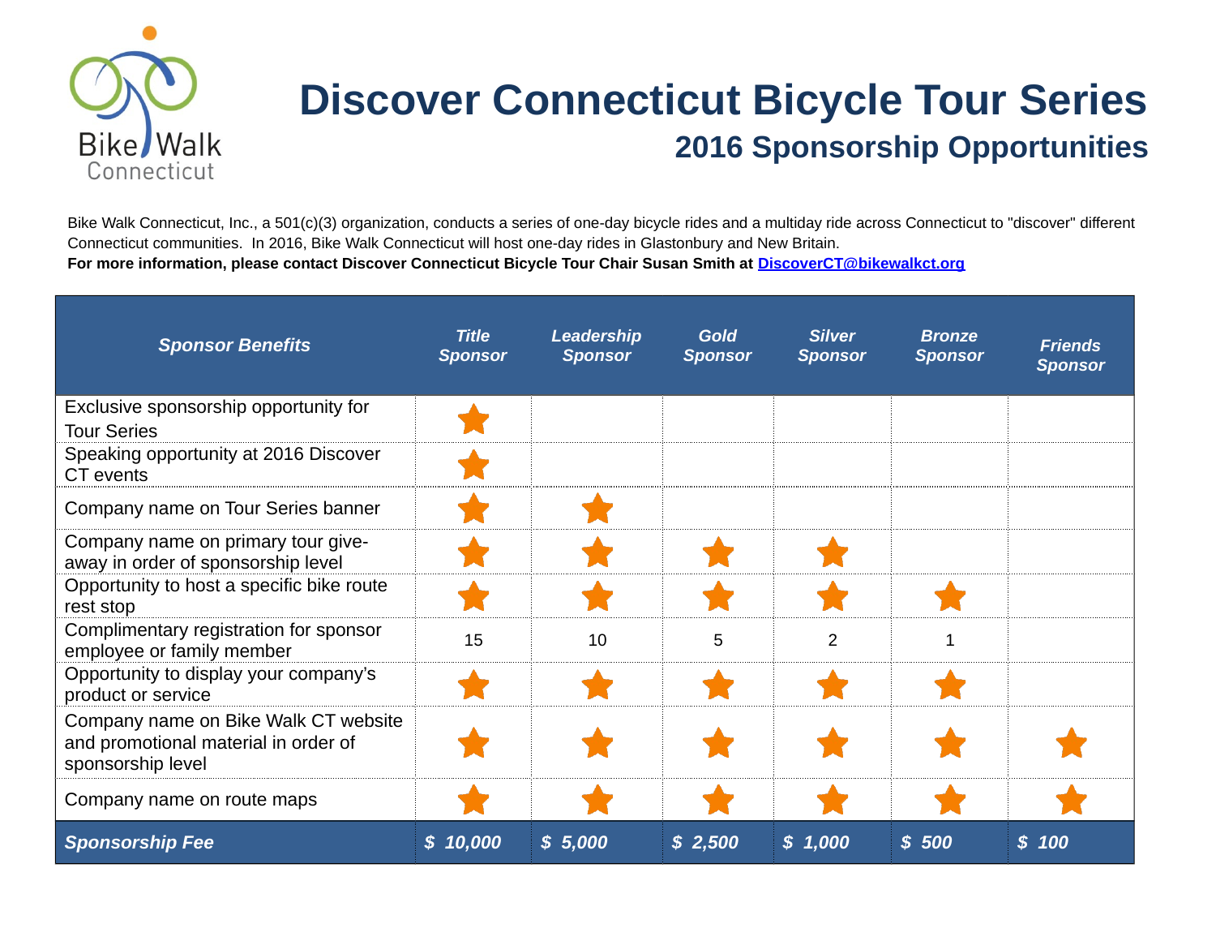Bike Walk Connecticut

# Discover Connecticut Bicycle Tour Series

## 2016 Sponsorship Opportunities

Bike Walk Connecticut, Inc., a 501(c)(3) organization, conducts a series of one-day bicycle rides and a multiday ride across Connecticut to "discover" different Connecticut communities. In 2016, Bike Walk Connecticut will host one-day rides in Glastonbury and New Britain.

**For more information, please contact Discover Connecticut Bicycle Tour Chair Susan Smith at [DiscoverCT@bikewalkct.org](mailto:DiscoverCT@bikewalkct.org)**

| *Sponsor Benefits* | *Title Sponsor* | *Leadership Sponsor* | *Gold Sponsor* | *Silver Sponsor* | *Bronze Sponsor* | *Friends Sponsor* |
|---|---|---|---|---|---|---|
| Exclusive sponsorship opportunity for Tour Series | ★ | | | | | |
| Speaking opportunity at 2016 Discover CT events | ★ | | | | | |
| Company name on Tour Series banner | ★ | ★ | | | | |
| Company name on primary tour give-away in order of sponsorship level | ★ | ★ | ★ | ★ | | |
| Opportunity to host a specific bike route rest stop | ★ | ★ | ★ | ★ | ★ | |
| Complimentary registration for sponsor employee or family member | 15 | 10 | 5 | 2 | 1 | |
| Opportunity to display your company's product or service | ★ | ★ | ★ | ★ | ★ | |
| Company name on Bike Walk CT website and promotional material in order of sponsorship level | ★ | ★ | ★ | ★ | ★ | ★ |
| Company name on route maps | ★ | ★ | ★ | ★ | ★ | ★ |
| ***Sponsorship Fee*** | ***$ 10,000*** | ***$ 5,000*** | ***$ 2,500*** | ***$ 1,000*** | ***$ 500*** | ***$ 100*** |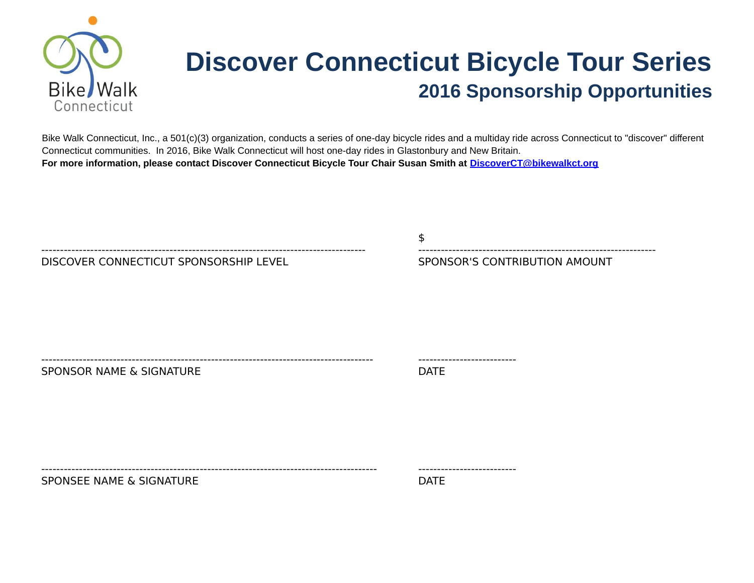# Discover Connecticut Bicycle Tour Series

## 2016 Sponsorship Opportunities

Bike Walk Connecticut, Inc., a 501(c)(3) organization, conducts a series of one-day bicycle rides and a multiday ride across Connecticut to "discover" different Connecticut communities. In 2016, Bike Walk Connecticut will host one-day rides in Glastonbury and New Britain.

**For more information, please contact Discover Connecticut Bicycle Tour Chair Susan Smith at DiscoverCT@bikewalkct.org**

---------------------------------------------------------------------------------------
DISCOVER CONNECTICUT SPONSORSHIP LEVEL

$
---------------------------------------------------------------
SPONSOR'S CONTRIBUTION AMOUNT

---------------------------------------------------------------------------------------
SPONSOR NAME & SIGNATURE

-------------------------
DATE

---------------------------------------------------------------------------------------
SPONSEE NAME & SIGNATURE

-------------------------
DATE